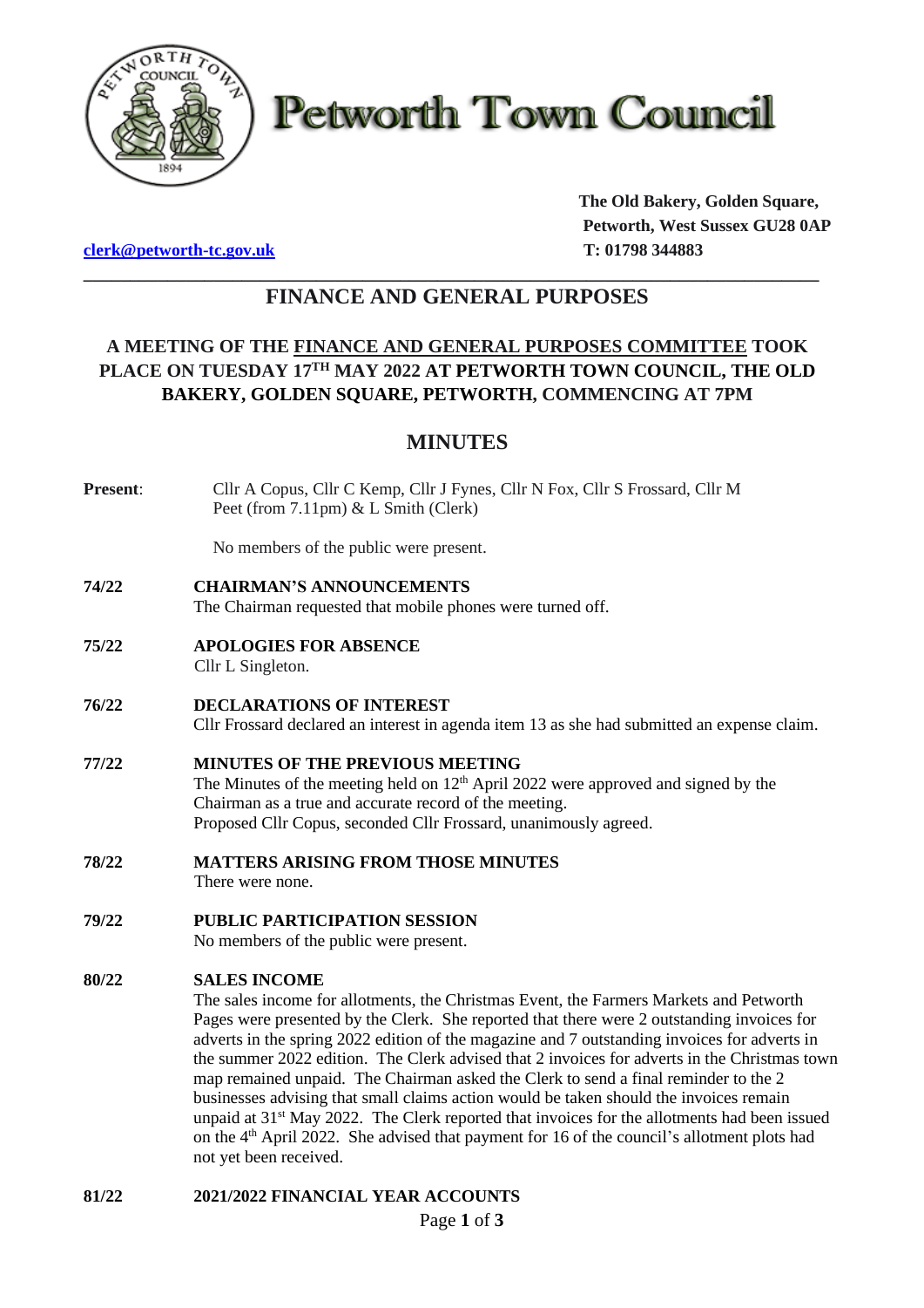# Petworth Town Council

**The Old Bakery, Golden Square,**
**Petworth, West Sussex GU28 0AP**
**T: 01798 344883**

**clerk@petworth-tc.gov.uk**

## FINANCE AND GENERAL PURPOSES

### A MEETING OF THE FINANCE AND GENERAL PURPOSES COMMITTEE TOOK PLACE ON TUESDAY 17TH MAY 2022 AT PETWORTH TOWN COUNCIL, THE OLD BAKERY, GOLDEN SQUARE, PETWORTH, COMMENCING AT 7PM

## MINUTES

**Present**: Cllr A Copus, Cllr C Kemp, Cllr J Fynes, Cllr N Fox, Cllr S Frossard, Cllr M Peet (from 7.11pm) & L Smith (Clerk)

No members of the public were present.

**74/22 CHAIRMAN'S ANNOUNCEMENTS**
The Chairman requested that mobile phones were turned off.

**75/22 APOLOGIES FOR ABSENCE**
Cllr L Singleton.

**76/22 DECLARATIONS OF INTEREST**
Cllr Frossard declared an interest in agenda item 13 as she had submitted an expense claim.

**77/22 MINUTES OF THE PREVIOUS MEETING**
The Minutes of the meeting held on 12th April 2022 were approved and signed by the Chairman as a true and accurate record of the meeting.
Proposed Cllr Copus, seconded Cllr Frossard, unanimously agreed.

**78/22 MATTERS ARISING FROM THOSE MINUTES**
There were none.

**79/22 PUBLIC PARTICIPATION SESSION**
No members of the public were present.

**80/22 SALES INCOME**
The sales income for allotments, the Christmas Event, the Farmers Markets and Petworth Pages were presented by the Clerk. She reported that there were 2 outstanding invoices for adverts in the spring 2022 edition of the magazine and 7 outstanding invoices for adverts in the summer 2022 edition. The Clerk advised that 2 invoices for adverts in the Christmas town map remained unpaid. The Chairman asked the Clerk to send a final reminder to the 2 businesses advising that small claims action would be taken should the invoices remain unpaid at 31st May 2022. The Clerk reported that invoices for the allotments had been issued on the 4th April 2022. She advised that payment for 16 of the council's allotment plots had not yet been received.

**81/22 2021/2022 FINANCIAL YEAR ACCOUNTS**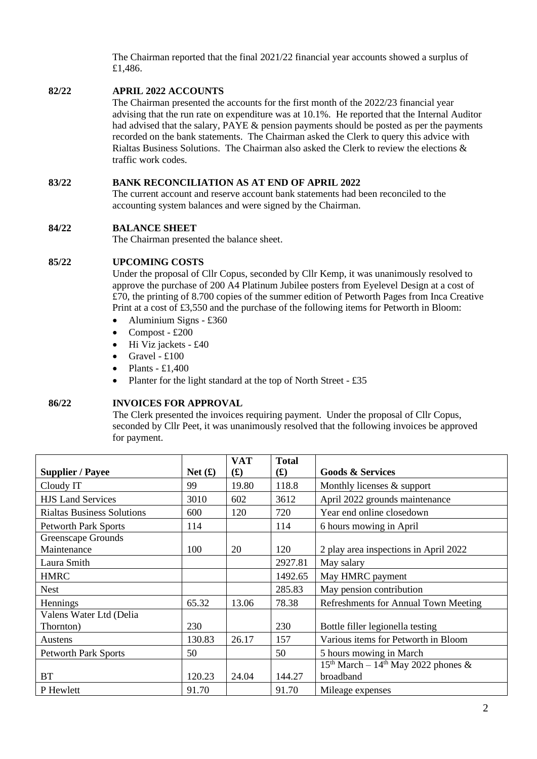The Chairman reported that the final 2021/22 financial year accounts showed a surplus of £1,486.

**82/22 APRIL 2022 ACCOUNTS**

The Chairman presented the accounts for the first month of the 2022/23 financial year advising that the run rate on expenditure was at 10.1%. He reported that the Internal Auditor had advised that the salary, PAYE & pension payments should be posted as per the payments recorded on the bank statements. The Chairman asked the Clerk to query this advice with Rialtas Business Solutions. The Chairman also asked the Clerk to review the elections & traffic work codes.

**83/22 BANK RECONCILIATION AS AT END OF APRIL 2022**

The current account and reserve account bank statements had been reconciled to the accounting system balances and were signed by the Chairman.

**84/22 BALANCE SHEET**

The Chairman presented the balance sheet.

**85/22 UPCOMING COSTS**

Under the proposal of Cllr Copus, seconded by Cllr Kemp, it was unanimously resolved to approve the purchase of 200 A4 Platinum Jubilee posters from Eyelevel Design at a cost of £70, the printing of 8.700 copies of the summer edition of Petworth Pages from Inca Creative Print at a cost of £3,550 and the purchase of the following items for Petworth in Bloom:

- Aluminium Signs - £360
- Compost - £200
- Hi Viz jackets - £40
- Gravel - £100
- Plants - £1,400
- Planter for the light standard at the top of North Street - £35

**86/22 INVOICES FOR APPROVAL**

The Clerk presented the invoices requiring payment. Under the proposal of Cllr Copus, seconded by Cllr Peet, it was unanimously resolved that the following invoices be approved for payment.

| Supplier / Payee | Net (£) | VAT (£) | Total (£) | Goods & Services |
|---|---|---|---|---|
| Cloudy IT | 99 | 19.80 | 118.8 | Monthly licenses & support |
| HJS Land Services | 3010 | 602 | 3612 | April 2022 grounds maintenance |
| Rialtas Business Solutions | 600 | 120 | 720 | Year end online closedown |
| Petworth Park Sports | 114 | | 114 | 6 hours mowing in April |
| Greenscape Grounds Maintenance | 100 | 20 | 120 | 2 play area inspections in April 2022 |
| Laura Smith | | | 2927.81 | May salary |
| HMRC | | | 1492.65 | May HMRC payment |
| Nest | | | 285.83 | May pension contribution |
| Hennings | 65.32 | 13.06 | 78.38 | Refreshments for Annual Town Meeting |
| Valens Water Ltd (Delia Thornton) | 230 | | 230 | Bottle filler legionella testing |
| Austens | 130.83 | 26.17 | 157 | Various items for Petworth in Bloom |
| Petworth Park Sports | 50 | | 50 | 5 hours mowing in March |
| BT | 120.23 | 24.04 | 144.27 | 15th March – 14th May 2022 phones & broadband |
| P Hewlett | 91.70 | | 91.70 | Mileage expenses |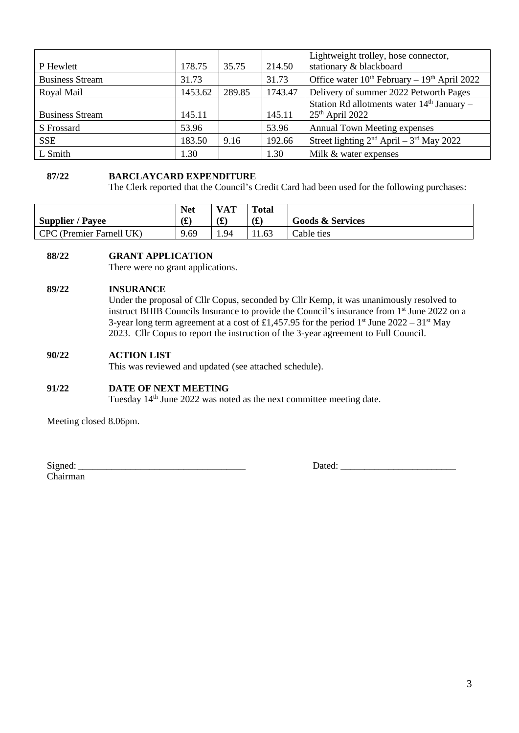| | | | | |
|---|---|---|---|---|
| P Hewlett | 178.75 | 35.75 | 214.50 | Lightweight trolley, hose connector, stationary & blackboard |
| Business Stream | 31.73 | | 31.73 | Office water 10th February – 19th April 2022 |
| Royal Mail | 1453.62 | 289.85 | 1743.47 | Delivery of summer 2022 Petworth Pages |
| Business Stream | 145.11 | | 145.11 | Station Rd allotments water 14th January – 25th April 2022 |
| S Frossard | 53.96 | | 53.96 | Annual Town Meeting expenses |
| SSE | 183.50 | 9.16 | 192.66 | Street lighting 2nd April – 3rd May 2022 |
| L Smith | 1.30 | | 1.30 | Milk & water expenses |

**87/22 BARCLAYCARD EXPENDITURE**

The Clerk reported that the Council's Credit Card had been used for the following purchases:

| Supplier / Payee | Net (£) | VAT (£) | Total (£) | Goods & Services |
|---|---|---|---|---|
| CPC (Premier Farnell UK) | 9.69 | 1.94 | 11.63 | Cable ties |

**88/22 GRANT APPLICATION**

There were no grant applications.

**89/22 INSURANCE**

Under the proposal of Cllr Copus, seconded by Cllr Kemp, it was unanimously resolved to instruct BHIB Councils Insurance to provide the Council's insurance from 1st June 2022 on a 3-year long term agreement at a cost of £1,457.95 for the period 1st June 2022 – 31st May 2023. Cllr Copus to report the instruction of the 3-year agreement to Full Council.

**90/22 ACTION LIST**

This was reviewed and updated (see attached schedule).

**91/22 DATE OF NEXT MEETING**

Tuesday 14th June 2022 was noted as the next committee meeting date.

Meeting closed 8.06pm.

Signed: ___________________________________ Dated: ________________________

Chairman